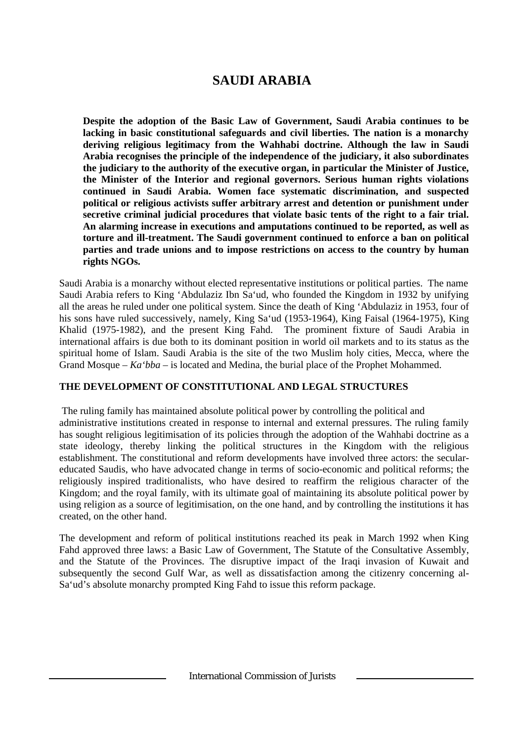# SAUDI ARABIA

**Despite the adoption of the Basic Law of Government, Saudi Arabia continues to be lacking in basic constitutional safeguards and civil liberties. The nation is a monarchy deriving religious legitimacy from the Wahhabi doctrine. Although the law in Saudi Arabia recognises the principle of the independence of the judiciary, it also subordinates the judiciary to the authority of the executive organ, in particular the Minister of Justice, the Minister of the Interior and regional governors. Serious human rights violations continued in Saudi Arabia. Women face systematic discrimination, and suspected political or religious activists suffer arbitrary arrest and detention or punishment under secretive criminal judicial procedures that violate basic tents of the right to a fair trial. An alarming increase in executions and amputations continued to be reported, as well as torture and ill-treatment. The Saudi government continued to enforce a ban on political parties and trade unions and to impose restrictions on access to the country by human rights NGOs.**

Saudi Arabia is a monarchy without elected representative institutions or political parties. The name Saudi Arabia refers to King 'Abdulaziz Ibn Sa'ud, who founded the Kingdom in 1932 by unifying all the areas he ruled under one political system. Since the death of King 'Abdulaziz in 1953, four of his sons have ruled successively, namely, King Sa'ud (1953-1964), King Faisal (1964-1975), King Khalid (1975-1982), and the present King Fahd. The prominent fixture of Saudi Arabia in international affairs is due both to its dominant position in world oil markets and to its status as the spiritual home of Islam. Saudi Arabia is the site of the two Muslim holy cities, Mecca, where the Grand Mosque – *Ka'bba* – is located and Medina, the burial place of the Prophet Mohammed.

## THE DEVELOPMENT OF CONSTITUTIONAL AND LEGAL STRUCTURES

The ruling family has maintained absolute political power by controlling the political and administrative institutions created in response to internal and external pressures. The ruling family has sought religious legitimisation of its policies through the adoption of the Wahhabi doctrine as a state ideology, thereby linking the political structures in the Kingdom with the religious establishment. The constitutional and reform developments have involved three actors: the secular-educated Saudis, who have advocated change in terms of socio-economic and political reforms; the religiously inspired traditionalists, who have desired to reaffirm the religious character of the Kingdom; and the royal family, with its ultimate goal of maintaining its absolute political power by using religion as a source of legitimisation, on the one hand, and by controlling the institutions it has created, on the other hand.

The development and reform of political institutions reached its peak in March 1992 when King Fahd approved three laws: a Basic Law of Government, The Statute of the Consultative Assembly, and the Statute of the Provinces. The disruptive impact of the Iraqi invasion of Kuwait and subsequently the second Gulf War, as well as dissatisfaction among the citizenry concerning al-Sa'ud's absolute monarchy prompted King Fahd to issue this reform package.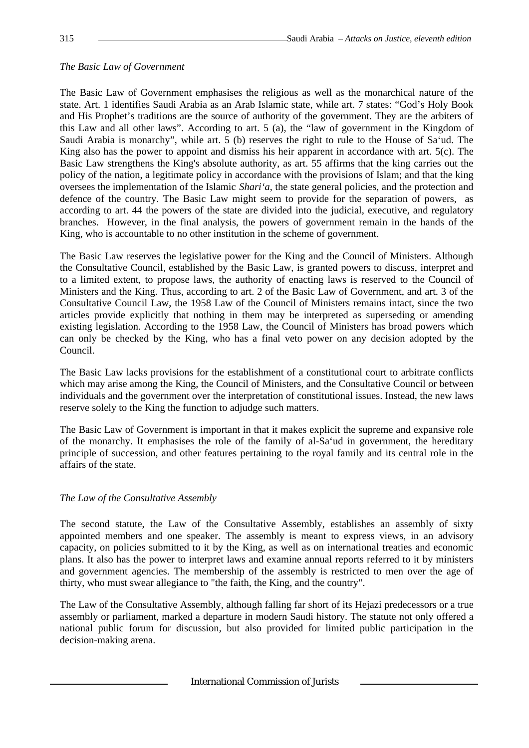*The Basic Law of Government*

The Basic Law of Government emphasises the religious as well as the monarchical nature of the state. Art. 1 identifies Saudi Arabia as an Arab Islamic state, while art. 7 states: "God's Holy Book and His Prophet's traditions are the source of authority of the government. They are the arbiters of this Law and all other laws". According to art. 5 (a), the "law of government in the Kingdom of Saudi Arabia is monarchy", while art. 5 (b) reserves the right to rule to the House of Sa'ud. The King also has the power to appoint and dismiss his heir apparent in accordance with art. 5(c). The Basic Law strengthens the King's absolute authority, as art. 55 affirms that the king carries out the policy of the nation, a legitimate policy in accordance with the provisions of Islam; and that the king oversees the implementation of the Islamic *Shari'a*, the state general policies, and the protection and defence of the country. The Basic Law might seem to provide for the separation of powers, as according to art. 44 the powers of the state are divided into the judicial, executive, and regulatory branches. However, in the final analysis, the powers of government remain in the hands of the King, who is accountable to no other institution in the scheme of government.

The Basic Law reserves the legislative power for the King and the Council of Ministers. Although the Consultative Council, established by the Basic Law, is granted powers to discuss, interpret and to a limited extent, to propose laws, the authority of enacting laws is reserved to the Council of Ministers and the King. Thus, according to art. 2 of the Basic Law of Government, and art. 3 of the Consultative Council Law, the 1958 Law of the Council of Ministers remains intact, since the two articles provide explicitly that nothing in them may be interpreted as superseding or amending existing legislation. According to the 1958 Law, the Council of Ministers has broad powers which can only be checked by the King, who has a final veto power on any decision adopted by the Council.

The Basic Law lacks provisions for the establishment of a constitutional court to arbitrate conflicts which may arise among the King, the Council of Ministers, and the Consultative Council or between individuals and the government over the interpretation of constitutional issues. Instead, the new laws reserve solely to the King the function to adjudge such matters.

The Basic Law of Government is important in that it makes explicit the supreme and expansive role of the monarchy. It emphasises the role of the family of al-Sa'ud in government, the hereditary principle of succession, and other features pertaining to the royal family and its central role in the affairs of the state.

*The Law of the Consultative Assembly*

The second statute, the Law of the Consultative Assembly, establishes an assembly of sixty appointed members and one speaker. The assembly is meant to express views, in an advisory capacity, on policies submitted to it by the King, as well as on international treaties and economic plans. It also has the power to interpret laws and examine annual reports referred to it by ministers and government agencies. The membership of the assembly is restricted to men over the age of thirty, who must swear allegiance to "the faith, the King, and the country".

The Law of the Consultative Assembly, although falling far short of its Hejazi predecessors or a true assembly or parliament, marked a departure in modern Saudi history. The statute not only offered a national public forum for discussion, but also provided for limited public participation in the decision-making arena.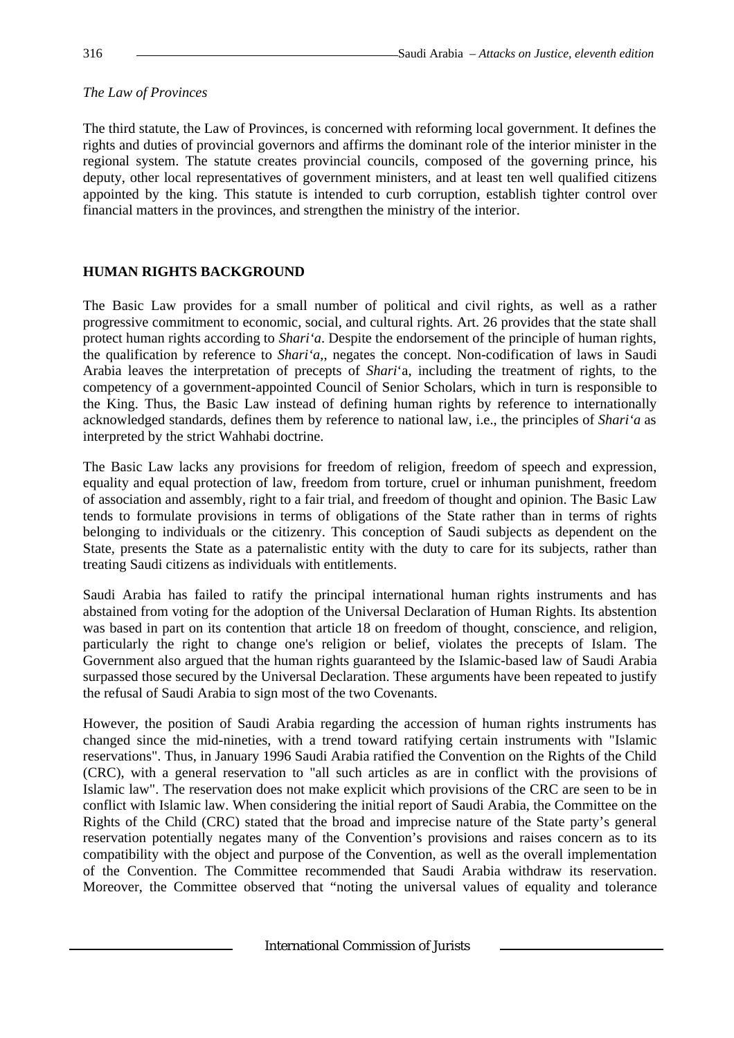*The Law of Provinces*

The third statute, the Law of Provinces, is concerned with reforming local government. It defines the rights and duties of provincial governors and affirms the dominant role of the interior minister in the regional system. The statute creates provincial councils, composed of the governing prince, his deputy, other local representatives of government ministers, and at least ten well qualified citizens appointed by the king. This statute is intended to curb corruption, establish tighter control over financial matters in the provinces, and strengthen the ministry of the interior.

## HUMAN RIGHTS BACKGROUND

The Basic Law provides for a small number of political and civil rights, as well as a rather progressive commitment to economic, social, and cultural rights. Art. 26 provides that the state shall protect human rights according to *Shari'a*. Despite the endorsement of the principle of human rights, the qualification by reference to *Shari'a*,, negates the concept. Non-codification of laws in Saudi Arabia leaves the interpretation of precepts of *Shari*'a, including the treatment of rights, to the competency of a government-appointed Council of Senior Scholars, which in turn is responsible to the King. Thus, the Basic Law instead of defining human rights by reference to internationally acknowledged standards, defines them by reference to national law, i.e., the principles of *Shari'a* as interpreted by the strict Wahhabi doctrine.

The Basic Law lacks any provisions for freedom of religion, freedom of speech and expression, equality and equal protection of law, freedom from torture, cruel or inhuman punishment, freedom of association and assembly, right to a fair trial, and freedom of thought and opinion. The Basic Law tends to formulate provisions in terms of obligations of the State rather than in terms of rights belonging to individuals or the citizenry. This conception of Saudi subjects as dependent on the State, presents the State as a paternalistic entity with the duty to care for its subjects, rather than treating Saudi citizens as individuals with entitlements.

Saudi Arabia has failed to ratify the principal international human rights instruments and has abstained from voting for the adoption of the Universal Declaration of Human Rights. Its abstention was based in part on its contention that article 18 on freedom of thought, conscience, and religion, particularly the right to change one's religion or belief, violates the precepts of Islam. The Government also argued that the human rights guaranteed by the Islamic-based law of Saudi Arabia surpassed those secured by the Universal Declaration. These arguments have been repeated to justify the refusal of Saudi Arabia to sign most of the two Covenants.

However, the position of Saudi Arabia regarding the accession of human rights instruments has changed since the mid-nineties, with a trend toward ratifying certain instruments with "Islamic reservations". Thus, in January 1996 Saudi Arabia ratified the Convention on the Rights of the Child (CRC), with a general reservation to "all such articles as are in conflict with the provisions of Islamic law". The reservation does not make explicit which provisions of the CRC are seen to be in conflict with Islamic law. When considering the initial report of Saudi Arabia, the Committee on the Rights of the Child (CRC) stated that the broad and imprecise nature of the State party's general reservation potentially negates many of the Convention's provisions and raises concern as to its compatibility with the object and purpose of the Convention, as well as the overall implementation of the Convention. The Committee recommended that Saudi Arabia withdraw its reservation. Moreover, the Committee observed that "noting the universal values of equality and tolerance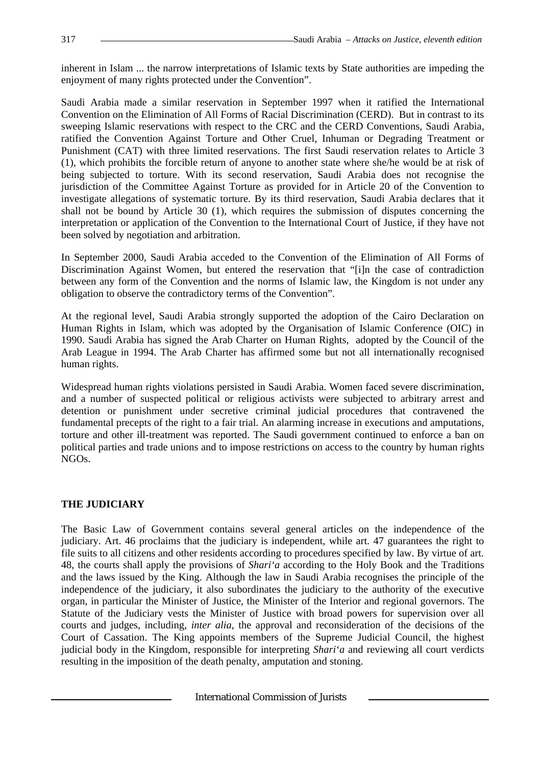inherent in Islam ... the narrow interpretations of Islamic texts by State authorities are impeding the enjoyment of many rights protected under the Convention".

Saudi Arabia made a similar reservation in September 1997 when it ratified the International Convention on the Elimination of All Forms of Racial Discrimination (CERD). But in contrast to its sweeping Islamic reservations with respect to the CRC and the CERD Conventions, Saudi Arabia, ratified the Convention Against Torture and Other Cruel, Inhuman or Degrading Treatment or Punishment (CAT) with three limited reservations. The first Saudi reservation relates to Article 3 (1), which prohibits the forcible return of anyone to another state where she/he would be at risk of being subjected to torture. With its second reservation, Saudi Arabia does not recognise the jurisdiction of the Committee Against Torture as provided for in Article 20 of the Convention to investigate allegations of systematic torture. By its third reservation, Saudi Arabia declares that it shall not be bound by Article 30 (1), which requires the submission of disputes concerning the interpretation or application of the Convention to the International Court of Justice, if they have not been solved by negotiation and arbitration.

In September 2000, Saudi Arabia acceded to the Convention of the Elimination of All Forms of Discrimination Against Women, but entered the reservation that "[i]n the case of contradiction between any form of the Convention and the norms of Islamic law, the Kingdom is not under any obligation to observe the contradictory terms of the Convention".

At the regional level, Saudi Arabia strongly supported the adoption of the Cairo Declaration on Human Rights in Islam, which was adopted by the Organisation of Islamic Conference (OIC) in 1990. Saudi Arabia has signed the Arab Charter on Human Rights, adopted by the Council of the Arab League in 1994. The Arab Charter has affirmed some but not all internationally recognised human rights.

Widespread human rights violations persisted in Saudi Arabia. Women faced severe discrimination, and a number of suspected political or religious activists were subjected to arbitrary arrest and detention or punishment under secretive criminal judicial procedures that contravened the fundamental precepts of the right to a fair trial. An alarming increase in executions and amputations, torture and other ill-treatment was reported. The Saudi government continued to enforce a ban on political parties and trade unions and to impose restrictions on access to the country by human rights NGOs.

## THE JUDICIARY

The Basic Law of Government contains several general articles on the independence of the judiciary. Art. 46 proclaims that the judiciary is independent, while art. 47 guarantees the right to file suits to all citizens and other residents according to procedures specified by law. By virtue of art. 48, the courts shall apply the provisions of *Shari'a* according to the Holy Book and the Traditions and the laws issued by the King. Although the law in Saudi Arabia recognises the principle of the independence of the judiciary, it also subordinates the judiciary to the authority of the executive organ, in particular the Minister of Justice, the Minister of the Interior and regional governors. The Statute of the Judiciary vests the Minister of Justice with broad powers for supervision over all courts and judges, including, *inter alia*, the approval and reconsideration of the decisions of the Court of Cassation. The King appoints members of the Supreme Judicial Council, the highest judicial body in the Kingdom, responsible for interpreting *Shari'a* and reviewing all court verdicts resulting in the imposition of the death penalty, amputation and stoning.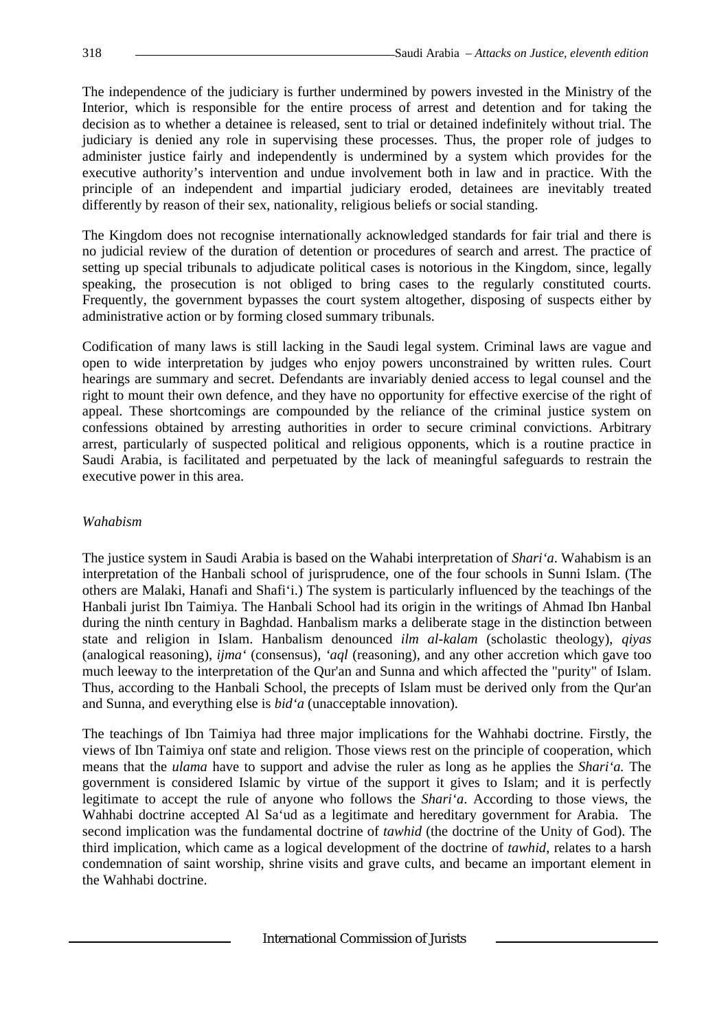The independence of the judiciary is further undermined by powers invested in the Ministry of the Interior, which is responsible for the entire process of arrest and detention and for taking the decision as to whether a detainee is released, sent to trial or detained indefinitely without trial. The judiciary is denied any role in supervising these processes. Thus, the proper role of judges to administer justice fairly and independently is undermined by a system which provides for the executive authority's intervention and undue involvement both in law and in practice. With the principle of an independent and impartial judiciary eroded, detainees are inevitably treated differently by reason of their sex, nationality, religious beliefs or social standing.

The Kingdom does not recognise internationally acknowledged standards for fair trial and there is no judicial review of the duration of detention or procedures of search and arrest. The practice of setting up special tribunals to adjudicate political cases is notorious in the Kingdom, since, legally speaking, the prosecution is not obliged to bring cases to the regularly constituted courts. Frequently, the government bypasses the court system altogether, disposing of suspects either by administrative action or by forming closed summary tribunals.

Codification of many laws is still lacking in the Saudi legal system. Criminal laws are vague and open to wide interpretation by judges who enjoy powers unconstrained by written rules. Court hearings are summary and secret. Defendants are invariably denied access to legal counsel and the right to mount their own defence, and they have no opportunity for effective exercise of the right of appeal. These shortcomings are compounded by the reliance of the criminal justice system on confessions obtained by arresting authorities in order to secure criminal convictions. Arbitrary arrest, particularly of suspected political and religious opponents, which is a routine practice in Saudi Arabia, is facilitated and perpetuated by the lack of meaningful safeguards to restrain the executive power in this area.

*Wahabism*

The justice system in Saudi Arabia is based on the Wahabi interpretation of *Shari'a*. Wahabism is an interpretation of the Hanbali school of jurisprudence, one of the four schools in Sunni Islam. (The others are Malaki, Hanafi and Shafi'i.) The system is particularly influenced by the teachings of the Hanbali jurist Ibn Taimiya. The Hanbali School had its origin in the writings of Ahmad Ibn Hanbal during the ninth century in Baghdad. Hanbalism marks a deliberate stage in the distinction between state and religion in Islam. Hanbalism denounced *ilm al-kalam* (scholastic theology), *qiyas* (analogical reasoning), *ijma'* (consensus), *'aql* (reasoning), and any other accretion which gave too much leeway to the interpretation of the Qur'an and Sunna and which affected the "purity" of Islam. Thus, according to the Hanbali School, the precepts of Islam must be derived only from the Qur'an and Sunna, and everything else is *bid'a* (unacceptable innovation).

The teachings of Ibn Taimiya had three major implications for the Wahhabi doctrine. Firstly, the views of Ibn Taimiya onf state and religion. Those views rest on the principle of cooperation, which means that the *ulama* have to support and advise the ruler as long as he applies the *Shari'a.* The government is considered Islamic by virtue of the support it gives to Islam; and it is perfectly legitimate to accept the rule of anyone who follows the *Shari'a*. According to those views, the Wahhabi doctrine accepted Al Sa'ud as a legitimate and hereditary government for Arabia. The second implication was the fundamental doctrine of *tawhid* (the doctrine of the Unity of God). The third implication, which came as a logical development of the doctrine of *tawhid*, relates to a harsh condemnation of saint worship, shrine visits and grave cults, and became an important element in the Wahhabi doctrine.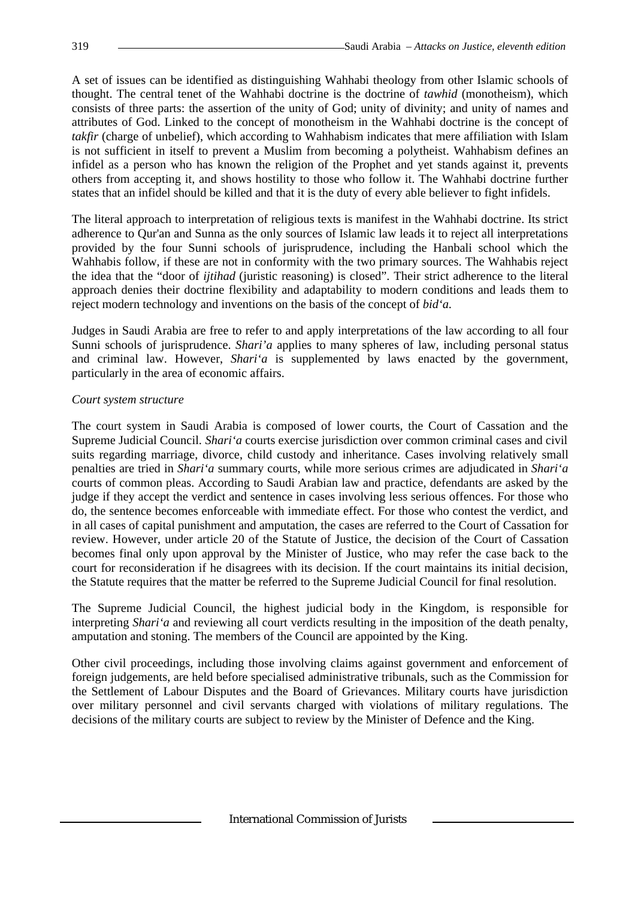A set of issues can be identified as distinguishing Wahhabi theology from other Islamic schools of thought. The central tenet of the Wahhabi doctrine is the doctrine of *tawhid* (monotheism), which consists of three parts: the assertion of the unity of God; unity of divinity; and unity of names and attributes of God. Linked to the concept of monotheism in the Wahhabi doctrine is the concept of *takfir* (charge of unbelief), which according to Wahhabism indicates that mere affiliation with Islam is not sufficient in itself to prevent a Muslim from becoming a polytheist. Wahhabism defines an infidel as a person who has known the religion of the Prophet and yet stands against it, prevents others from accepting it, and shows hostility to those who follow it. The Wahhabi doctrine further states that an infidel should be killed and that it is the duty of every able believer to fight infidels.

The literal approach to interpretation of religious texts is manifest in the Wahhabi doctrine. Its strict adherence to Qur'an and Sunna as the only sources of Islamic law leads it to reject all interpretations provided by the four Sunni schools of jurisprudence, including the Hanbali school which the Wahhabis follow, if these are not in conformity with the two primary sources. The Wahhabis reject the idea that the "door of *ijtihad* (juristic reasoning) is closed". Their strict adherence to the literal approach denies their doctrine flexibility and adaptability to modern conditions and leads them to reject modern technology and inventions on the basis of the concept of *bid'a*.

Judges in Saudi Arabia are free to refer to and apply interpretations of the law according to all four Sunni schools of jurisprudence. *Shari'a* applies to many spheres of law, including personal status and criminal law. However, *Shari'a* is supplemented by laws enacted by the government, particularly in the area of economic affairs.

*Court system structure*

The court system in Saudi Arabia is composed of lower courts, the Court of Cassation and the Supreme Judicial Council. *Shari'a* courts exercise jurisdiction over common criminal cases and civil suits regarding marriage, divorce, child custody and inheritance. Cases involving relatively small penalties are tried in *Shari'a* summary courts, while more serious crimes are adjudicated in *Shari'a* courts of common pleas. According to Saudi Arabian law and practice, defendants are asked by the judge if they accept the verdict and sentence in cases involving less serious offences. For those who do, the sentence becomes enforceable with immediate effect. For those who contest the verdict, and in all cases of capital punishment and amputation, the cases are referred to the Court of Cassation for review. However, under article 20 of the Statute of Justice, the decision of the Court of Cassation becomes final only upon approval by the Minister of Justice, who may refer the case back to the court for reconsideration if he disagrees with its decision. If the court maintains its initial decision, the Statute requires that the matter be referred to the Supreme Judicial Council for final resolution.

The Supreme Judicial Council, the highest judicial body in the Kingdom, is responsible for interpreting *Shari'a* and reviewing all court verdicts resulting in the imposition of the death penalty, amputation and stoning. The members of the Council are appointed by the King.

Other civil proceedings, including those involving claims against government and enforcement of foreign judgements, are held before specialised administrative tribunals, such as the Commission for the Settlement of Labour Disputes and the Board of Grievances. Military courts have jurisdiction over military personnel and civil servants charged with violations of military regulations. The decisions of the military courts are subject to review by the Minister of Defence and the King.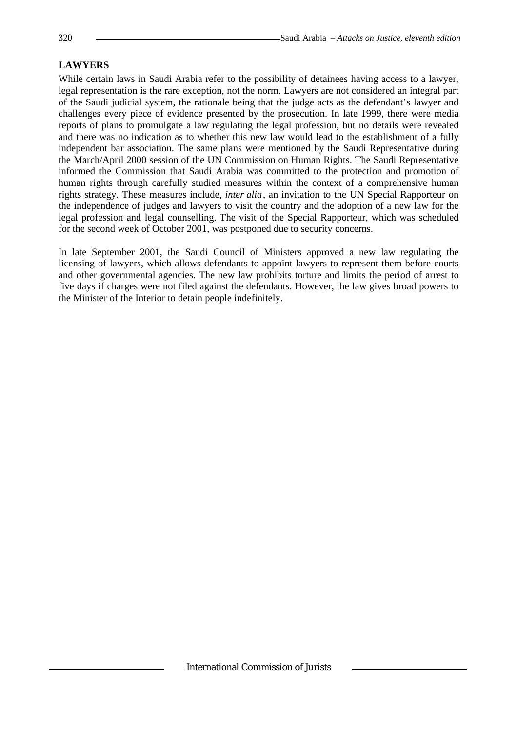## LAWYERS

While certain laws in Saudi Arabia refer to the possibility of detainees having access to a lawyer, legal representation is the rare exception, not the norm. Lawyers are not considered an integral part of the Saudi judicial system, the rationale being that the judge acts as the defendant's lawyer and challenges every piece of evidence presented by the prosecution. In late 1999, there were media reports of plans to promulgate a law regulating the legal profession, but no details were revealed and there was no indication as to whether this new law would lead to the establishment of a fully independent bar association. The same plans were mentioned by the Saudi Representative during the March/April 2000 session of the UN Commission on Human Rights. The Saudi Representative informed the Commission that Saudi Arabia was committed to the protection and promotion of human rights through carefully studied measures within the context of a comprehensive human rights strategy. These measures include, *inter alia*, an invitation to the UN Special Rapporteur on the independence of judges and lawyers to visit the country and the adoption of a new law for the legal profession and legal counselling. The visit of the Special Rapporteur, which was scheduled for the second week of October 2001, was postponed due to security concerns.

In late September 2001, the Saudi Council of Ministers approved a new law regulating the licensing of lawyers, which allows defendants to appoint lawyers to represent them before courts and other governmental agencies. The new law prohibits torture and limits the period of arrest to five days if charges were not filed against the defendants. However, the law gives broad powers to the Minister of the Interior to detain people indefinitely.